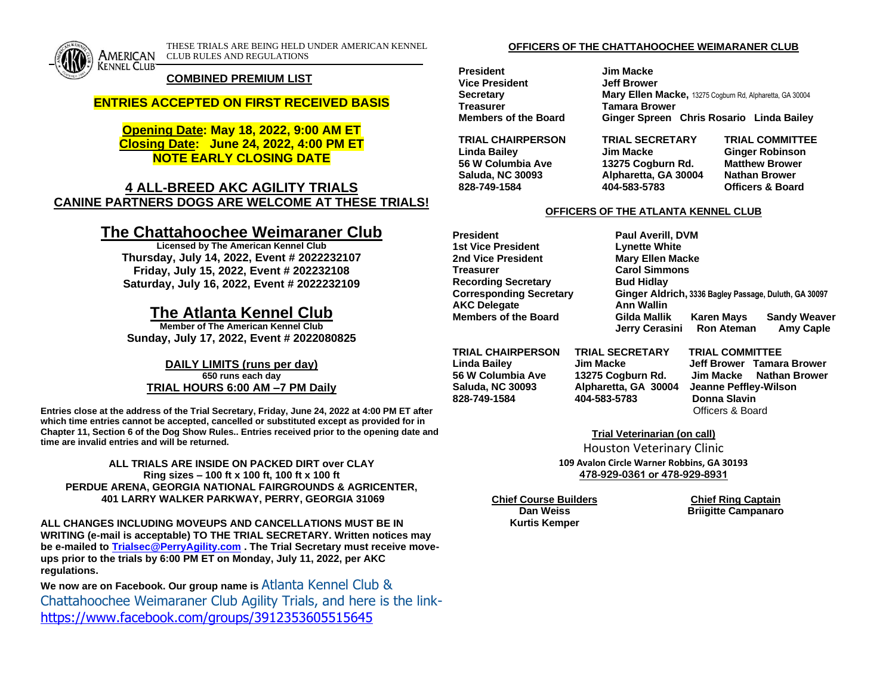THESE TRIALS ARE BEING HELD UNDER AMERICAN KENNEL CLUB RULES AND REGULATIONS

**COMBINED PREMIUM LIST**

**ENTRIES ACCEPTED ON FIRST RECEIVED BASIS**

**Opening Date: May 18, 2022, 9:00 AM ET**
**Closing Date: June 24, 2022, 4:00 PM ET**
**NOTE EARLY CLOSING DATE**

## 4 ALL-BREED AKC AGILITY TRIALS

**CANINE PARTNERS DOGS ARE WELCOME AT THESE TRIALS!**

# The Chattahoochee Weimaraner Club

**Licensed by The American Kennel Club**
**Thursday, July 14, 2022, Event # 2022232107**
**Friday, July 15, 2022, Event # 202232108**
**Saturday, July 16, 2022, Event # 2022232109**

# The Atlanta Kennel Club

**Member of The American Kennel Club**
**Sunday, July 17, 2022, Event # 2022080825**

**DAILY LIMITS (runs per day)**
**650 runs each day**
**TRIAL HOURS 6:00 AM –7 PM Daily**

**Entries close at the address of the Trial Secretary, Friday, June 24, 2022 at 4:00 PM ET after which time entries cannot be accepted, cancelled or substituted except as provided for in Chapter 11, Section 6 of the Dog Show Rules.. Entries received prior to the opening date and time are invalid entries and will be returned.**

**ALL TRIALS ARE INSIDE ON PACKED DIRT over CLAY**
**Ring sizes – 100 ft x 100 ft, 100 ft x 100 ft**
**PERDUE ARENA, GEORGIA NATIONAL FAIRGROUNDS & AGRICENTER, 401 LARRY WALKER PARKWAY, PERRY, GEORGIA 31069**

**ALL CHANGES INCLUDING MOVEUPS AND CANCELLATIONS MUST BE IN WRITING (e-mail is acceptable) TO THE TRIAL SECRETARY. Written notices may be e-mailed to Trialsec@PerryAgility.com . The Trial Secretary must receive move-ups prior to the trials by 6:00 PM ET on Monday, July 11, 2022, per AKC regulations.**

**We now are on Facebook. Our group name is** Atlanta Kennel Club & Chattahoochee Weimaraner Club Agility Trials, and here is the link- https://www.facebook.com/groups/3912353605515645

**OFFICERS OF THE CHATTAHOOCHEE WEIMARANER CLUB**

| | |
|---|---|
| **President** | **Jim Macke** |
| **Vice President** | **Jeff Brower** |
| **Secretary** | **Mary Ellen Macke,** 13275 Cogburn Rd, Alpharetta, GA 30004 |
| **Treasurer** | **Tamara Brower** |
| **Members of the Board** | **Ginger Spreen Chris Rosario Linda Bailey** |

| TRIAL CHAIRPERSON | TRIAL SECRETARY | TRIAL COMMITTEE |
|---|---|---|
| Linda Bailey | Jim Macke | Ginger Robinson |
| 56 W Columbia Ave | 13275 Cogburn Rd. | Matthew Brower |
| Saluda, NC 30093 | Alpharetta, GA 30004 | Nathan Brower |
| 828-749-1584 | 404-583-5783 | Officers & Board |

**OFFICERS OF THE ATLANTA KENNEL CLUB**

| | |
|---|---|
| **President** | **Paul Averill, DVM** |
| **1st Vice President** | **Lynette White** |
| **2nd Vice President** | **Mary Ellen Macke** |
| **Treasurer** | **Carol Simmons** |
| **Recording Secretary** | **Bud Hidlay** |
| **Corresponding Secretary** | **Ginger Aldrich,** 3336 Bagley Passage, Duluth, GA 30097 |
| **AKC Delegate** | **Ann Wallin** |
| **Members of the Board** | **Gilda Mallik Karen Mays Sandy Weaver Jerry Cerasini Ron Ateman Amy Caple** |

| TRIAL CHAIRPERSON | TRIAL SECRETARY | TRIAL COMMITTEE |
|---|---|---|
| Linda Bailey | Jim Macke | Jeff Brower Tamara Brower |
| 56 W Columbia Ave | 13275 Cogburn Rd. | Jim Macke Nathan Brower |
| Saluda, NC 30093 | Alpharetta, GA 30004 | Jeanne Peffley-Wilson |
| 828-749-1584 | 404-583-5783 | Donna Slavin |
| | | Officers & Board |

**Trial Veterinarian (on call)**
Houston Veterinary Clinic
**109 Avalon Circle Warner Robbins, GA 30193**
**478-929-0361 or 478-929-8931**

**Chief Course Builders**
**Dan Weiss**
**Kurtis Kemper**

**Chief Ring Captain**
**Briigitte Campanaro**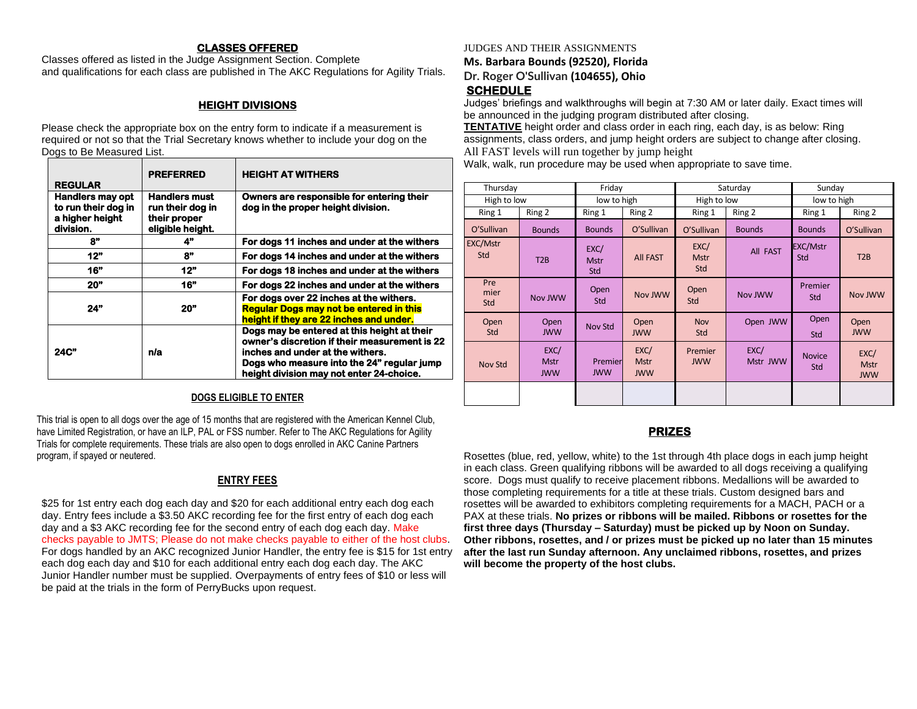## CLASSES OFFERED

Classes offered as listed in the Judge Assignment Section. Complete and qualifications for each class are published in The AKC Regulations for Agility Trials.

## HEIGHT DIVISIONS

Please check the appropriate box on the entry form to indicate if a measurement is required or not so that the Trial Secretary knows whether to include your dog on the Dogs to Be Measured List.

| REGULAR | PREFERRED | HEIGHT AT WITHERS |
|---|---|---|
| **Handlers may opt to run their dog in a higher height division.** | **Handlers must run their dog in their proper eligible height.** | **Owners are responsible for entering their dog in the proper height division.** |
| **8"** | **4"** | **For dogs 11 inches and under at the withers** |
| **12"** | **8"** | **For dogs 14 inches and under at the withers** |
| **16"** | **12"** | **For dogs 18 inches and under at the withers** |
| **20"** | **16"** | **For dogs 22 inches and under at the withers** |
| **24"** | **20"** | **For dogs over 22 inches at the withers. Regular Dogs may not be entered in this height if they are 22 inches and under.** |
| **24C"** | **n/a** | **Dogs may be entered at this height at their owner's discretion if their measurement is 22 inches and under at the withers. Dogs who measure into the 24" regular jump height division may not enter 24-choice.** |

## DOGS ELIGIBLE TO ENTER

This trial is open to all dogs over the age of 15 months that are registered with the American Kennel Club, have Limited Registration, or have an ILP, PAL or FSS number. Refer to The AKC Regulations for Agility Trials for complete requirements. These trials are also open to dogs enrolled in AKC Canine Partners program, if spayed or neutered.

## ENTRY FEES

$25 for 1st entry each dog each day and $20 for each additional entry each dog each day. Entry fees include a $3.50 AKC recording fee for the first entry of each dog each day and a $3 AKC recording fee for the second entry of each dog each day. Make checks payable to JMTS; Please do not make checks payable to either of the host clubs. For dogs handled by an AKC recognized Junior Handler, the entry fee is $15 for 1st entry each dog each day and $10 for each additional entry each dog each day. The AKC Junior Handler number must be supplied. Overpayments of entry fees of $10 or less will be paid at the trials in the form of PerryBucks upon request.

JUDGES AND THEIR ASSIGNMENTS

**Ms. Barbara Bounds (92520), Florida**

**Dr. Roger O'Sullivan (104655), Ohio**

## SCHEDULE

Judges' briefings and walkthroughs will begin at 7:30 AM or later daily. Exact times will be announced in the judging program distributed after closing.

**TENTATIVE** height order and class order in each ring, each day, is as below: Ring assignments, class orders, and jump height orders are subject to change after closing.

All FAST levels will run together by jump height

Walk, walk, run procedure may be used when appropriate to save time.

| Thursday | | Friday | | Saturday | | Sunday | |
|---|---|---|---|---|---|---|---|
| High to low | | low to high | | High to low | | low to high | |
| Ring 1 | Ring 2 | Ring 1 | Ring 2 | Ring 1 | Ring 2 | Ring 1 | Ring 2 |
| O'Sullivan | Bounds | Bounds | O'Sullivan | O'Sullivan | Bounds | Bounds | O'Sullivan |
| EXC/Mstr Std | T2B | EXC/ Mstr Std | All FAST | EXC/ Mstr Std | All FAST | EXC/Mstr Std | T2B |
| Premier Std | Nov JWW | Open Std | Nov JWW | Open Std | Nov JWW | Premier Std | Nov JWW |
| Open Std | Open JWW | Nov Std | Open JWW | Nov Std | Open JWW | Open Std | Open JWW |
| Nov Std | EXC/ Mstr JWW | Premier JWW | EXC/ Mstr JWW | Premier JWW | EXC/ Mstr JWW | Novice Std | EXC/ Mstr JWW |
| | | | | | | | |

## PRIZES

Rosettes (blue, red, yellow, white) to the 1st through 4th place dogs in each jump height in each class. Green qualifying ribbons will be awarded to all dogs receiving a qualifying score. Dogs must qualify to receive placement ribbons. Medallions will be awarded to those completing requirements for a title at these trials. Custom designed bars and rosettes will be awarded to exhibitors completing requirements for a MACH, PACH or a PAX at these trials. **No prizes or ribbons will be mailed. Ribbons or rosettes for the first three days (Thursday – Saturday) must be picked up by Noon on Sunday. Other ribbons, rosettes, and / or prizes must be picked up no later than 15 minutes after the last run Sunday afternoon. Any unclaimed ribbons, rosettes, and prizes will become the property of the host clubs.**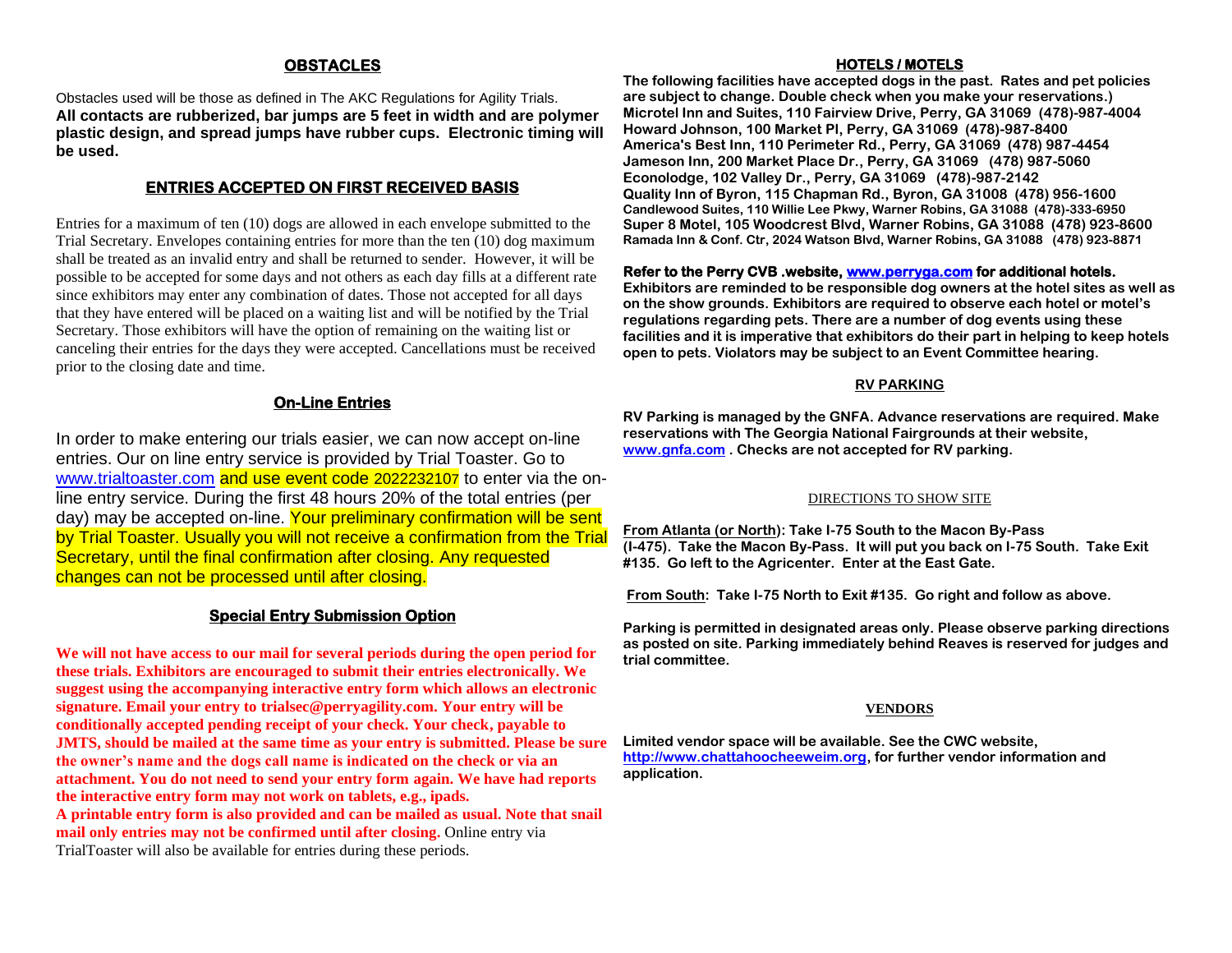## OBSTACLES

Obstacles used will be those as defined in The AKC Regulations for Agility Trials.
**All contacts are rubberized, bar jumps are 5 feet in width and are polymer plastic design, and spread jumps have rubber cups. Electronic timing will be used.**

## ENTRIES ACCEPTED ON FIRST RECEIVED BASIS

Entries for a maximum of ten (10) dogs are allowed in each envelope submitted to the Trial Secretary. Envelopes containing entries for more than the ten (10) dog maximum shall be treated as an invalid entry and shall be returned to sender. However, it will be possible to be accepted for some days and not others as each day fills at a different rate since exhibitors may enter any combination of dates. Those not accepted for all days that they have entered will be placed on a waiting list and will be notified by the Trial Secretary. Those exhibitors will have the option of remaining on the waiting list or canceling their entries for the days they were accepted. Cancellations must be received prior to the closing date and time.

## On-Line Entries

In order to make entering our trials easier, we can now accept on-line entries. Our on line entry service is provided by Trial Toaster. Go to www.trialtoaster.com and use event code 2022232107 to enter via the on-line entry service. During the first 48 hours 20% of the total entries (per day) may be accepted on-line. Your preliminary confirmation will be sent by Trial Toaster. Usually you will not receive a confirmation from the Trial Secretary, until the final confirmation after closing. Any requested changes can not be processed until after closing.

## Special Entry Submission Option

**We will not have access to our mail for several periods during the open period for these trials. Exhibitors are encouraged to submit their entries electronically. We suggest using the accompanying interactive entry form which allows an electronic signature. Email your entry to trialsec@perryagility.com. Your entry will be conditionally accepted pending receipt of your check. Your check, payable to JMTS, should be mailed at the same time as your entry is submitted. Please be sure the owner's name and the dogs call name is indicated on the check or via an attachment. You do not need to send your entry form again. We have had reports the interactive entry form may not work on tablets, e.g., ipads.**
**A printable entry form is also provided and can be mailed as usual. Note that snail mail only entries may not be confirmed until after closing.** Online entry via TrialToaster will also be available for entries during these periods.

## HOTELS / MOTELS

**The following facilities have accepted dogs in the past. Rates and pet policies are subject to change. Double check when you make your reservations.)**
**Microtel Inn and Suites, 110 Fairview Drive, Perry, GA 31069 (478)-987-4004**
**Howard Johnson, 100 Market Pl, Perry, GA 31069 (478)-987-8400**
**America's Best Inn, 110 Perimeter Rd., Perry, GA 31069 (478) 987-4454**
**Jameson Inn, 200 Market Place Dr., Perry, GA 31069 (478) 987-5060**
**Econolodge, 102 Valley Dr., Perry, GA 31069 (478)-987-2142**
**Quality Inn of Byron, 115 Chapman Rd., Byron, GA 31008 (478) 956-1600**
**Candlewood Suites, 110 Willie Lee Pkwy, Warner Robins, GA 31088 (478)-333-6950**
**Super 8 Motel, 105 Woodcrest Blvd, Warner Robins, GA 31088 (478) 923-8600**
**Ramada Inn & Conf. Ctr, 2024 Watson Blvd, Warner Robins, GA 31088 (478) 923-8871**

**Refer to the Perry CVB .website, www.perryga.com for additional hotels.**
**Exhibitors are reminded to be responsible dog owners at the hotel sites as well as on the show grounds. Exhibitors are required to observe each hotel or motel's regulations regarding pets. There are a number of dog events using these facilities and it is imperative that exhibitors do their part in helping to keep hotels open to pets. Violators may be subject to an Event Committee hearing.**

## RV PARKING

**RV Parking is managed by the GNFA. Advance reservations are required. Make reservations with The Georgia National Fairgrounds at their website, www.gnfa.com . Checks are not accepted for RV parking.**

## DIRECTIONS TO SHOW SITE

**From Atlanta (or North): Take I-75 South to the Macon By-Pass (I-475). Take the Macon By-Pass. It will put you back on I-75 South. Take Exit #135. Go left to the Agricenter. Enter at the East Gate.**

**From South: Take I-75 North to Exit #135. Go right and follow as above.**

**Parking is permitted in designated areas only. Please observe parking directions as posted on site. Parking immediately behind Reaves is reserved for judges and trial committee.**

## VENDORS

**Limited vendor space will be available. See the CWC website, http://www.chattahoocheeweim.org, for further vendor information and application.**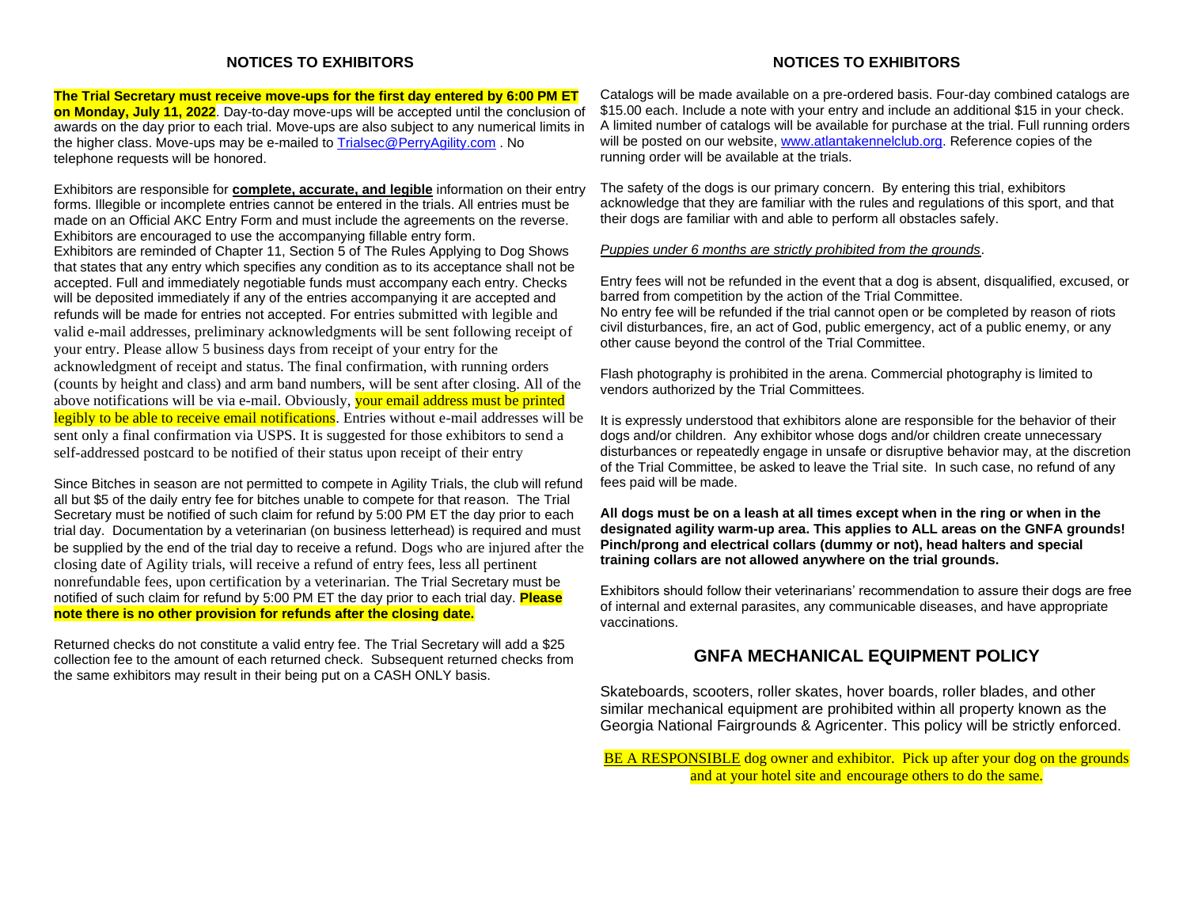## NOTICES TO EXHIBITORS

**The Trial Secretary must receive move-ups for the first day entered by 6:00 PM ET on Monday, July 11, 2022**. Day-to-day move-ups will be accepted until the conclusion of awards on the day prior to each trial. Move-ups are also subject to any numerical limits in the higher class. Move-ups may be e-mailed to Trialsec@PerryAgility.com . No telephone requests will be honored.

Exhibitors are responsible for **complete, accurate, and legible** information on their entry forms. Illegible or incomplete entries cannot be entered in the trials. All entries must be made on an Official AKC Entry Form and must include the agreements on the reverse. Exhibitors are encouraged to use the accompanying fillable entry form.
Exhibitors are reminded of Chapter 11, Section 5 of The Rules Applying to Dog Shows that states that any entry which specifies any condition as to its acceptance shall not be accepted. Full and immediately negotiable funds must accompany each entry. Checks will be deposited immediately if any of the entries accompanying it are accepted and refunds will be made for entries not accepted. For entries submitted with legible and valid e-mail addresses, preliminary acknowledgments will be sent following receipt of your entry. Please allow 5 business days from receipt of your entry for the acknowledgment of receipt and status. The final confirmation, with running orders (counts by height and class) and arm band numbers, will be sent after closing. All of the above notifications will be via e-mail. Obviously, your email address must be printed legibly to be able to receive email notifications. Entries without e-mail addresses will be sent only a final confirmation via USPS. It is suggested for those exhibitors to send a self-addressed postcard to be notified of their status upon receipt of their entry

Since Bitches in season are not permitted to compete in Agility Trials, the club will refund all but $5 of the daily entry fee for bitches unable to compete for that reason. The Trial Secretary must be notified of such claim for refund by 5:00 PM ET the day prior to each trial day. Documentation by a veterinarian (on business letterhead) is required and must be supplied by the end of the trial day to receive a refund. Dogs who are injured after the closing date of Agility trials, will receive a refund of entry fees, less all pertinent nonrefundable fees, upon certification by a veterinarian. The Trial Secretary must be notified of such claim for refund by 5:00 PM ET the day prior to each trial day. **Please note there is no other provision for refunds after the closing date.**

Returned checks do not constitute a valid entry fee. The Trial Secretary will add a $25 collection fee to the amount of each returned check. Subsequent returned checks from the same exhibitors may result in their being put on a CASH ONLY basis.

## NOTICES TO EXHIBITORS

Catalogs will be made available on a pre-ordered basis. Four-day combined catalogs are $15.00 each. Include a note with your entry and include an additional $15 in your check. A limited number of catalogs will be available for purchase at the trial. Full running orders will be posted on our website, www.atlantakennelclub.org. Reference copies of the running order will be available at the trials.

The safety of the dogs is our primary concern. By entering this trial, exhibitors acknowledge that they are familiar with the rules and regulations of this sport, and that their dogs are familiar with and able to perform all obstacles safely.

*Puppies under 6 months are strictly prohibited from the grounds*.

Entry fees will not be refunded in the event that a dog is absent, disqualified, excused, or barred from competition by the action of the Trial Committee.
No entry fee will be refunded if the trial cannot open or be completed by reason of riots civil disturbances, fire, an act of God, public emergency, act of a public enemy, or any other cause beyond the control of the Trial Committee.

Flash photography is prohibited in the arena. Commercial photography is limited to vendors authorized by the Trial Committees.

It is expressly understood that exhibitors alone are responsible for the behavior of their dogs and/or children. Any exhibitor whose dogs and/or children create unnecessary disturbances or repeatedly engage in unsafe or disruptive behavior may, at the discretion of the Trial Committee, be asked to leave the Trial site. In such case, no refund of any fees paid will be made.

**All dogs must be on a leash at all times except when in the ring or when in the designated agility warm-up area. This applies to ALL areas on the GNFA grounds! Pinch/prong and electrical collars (dummy or not), head halters and special training collars are not allowed anywhere on the trial grounds.**

Exhibitors should follow their veterinarians' recommendation to assure their dogs are free of internal and external parasites, any communicable diseases, and have appropriate vaccinations.

## GNFA MECHANICAL EQUIPMENT POLICY

Skateboards, scooters, roller skates, hover boards, roller blades, and other similar mechanical equipment are prohibited within all property known as the Georgia National Fairgrounds & Agricenter. This policy will be strictly enforced.

BE A RESPONSIBLE dog owner and exhibitor. Pick up after your dog on the grounds and at your hotel site and encourage others to do the same.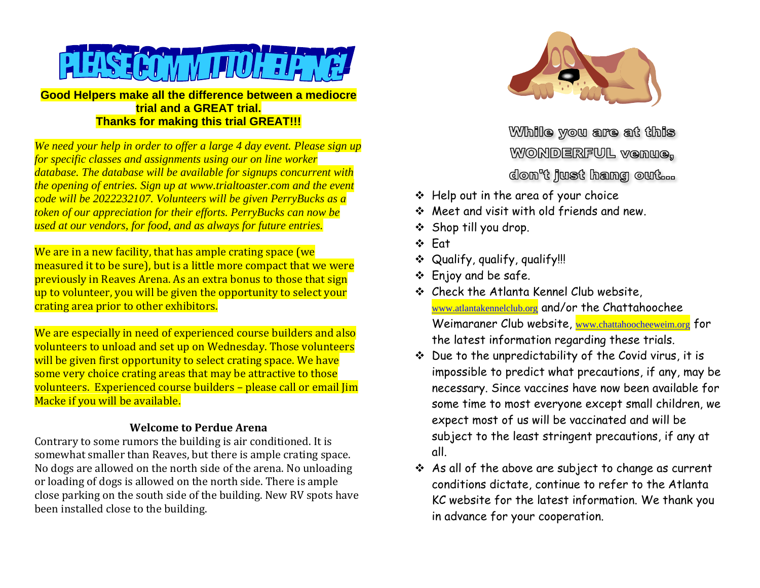# PLEASE COMMIT TO HELPING!

**Good Helpers make all the difference between a mediocre trial and a GREAT trial.**
**Thanks for making this trial GREAT!!!**

*We need your help in order to offer a large 4 day event. Please sign up for specific classes and assignments using our on line worker database. The database will be available for signups concurrent with the opening of entries. Sign up at www.trialtoaster.com and the event code will be 2022232107. Volunteers will be given PerryBucks as a token of our appreciation for their efforts. PerryBucks can now be used at our vendors, for food, and as always for future entries.*

We are in a new facility, that has ample crating space (we measured it to be sure), but is a little more compact that we were previously in Reaves Arena. As an extra bonus to those that sign up to volunteer, you will be given the opportunity to select your crating area prior to other exhibitors.

We are especially in need of experienced course builders and also volunteers to unload and set up on Wednesday. Those volunteers will be given first opportunity to select crating space. We have some very choice crating areas that may be attractive to those volunteers. Experienced course builders – please call or email Jim Macke if you will be available.

### Welcome to Perdue Arena

Contrary to some rumors the building is air conditioned. It is somewhat smaller than Reaves, but there is ample crating space. No dogs are allowed on the north side of the arena. No unloading or loading of dogs is allowed on the north side. There is ample close parking on the south side of the building. New RV spots have been installed close to the building.

**While you are at this WONDERFUL venue, don't just hang out...**

- Help out in the area of your choice
- Meet and visit with old friends and new.
- Shop till you drop.
- Eat
- Qualify, qualify, qualify!!!
- Enjoy and be safe.
- Check the Atlanta Kennel Club website, www.atlantakennelclub.org and/or the Chattahoochee Weimaraner Club website, www.chattahoocheeweim.org for the latest information regarding these trials.
- Due to the unpredictability of the Covid virus, it is impossible to predict what precautions, if any, may be necessary. Since vaccines have now been available for some time to most everyone except small children, we expect most of us will be vaccinated and will be subject to the least stringent precautions, if any at all.
- As all of the above are subject to change as current conditions dictate, continue to refer to the Atlanta KC website for the latest information. We thank you in advance for your cooperation.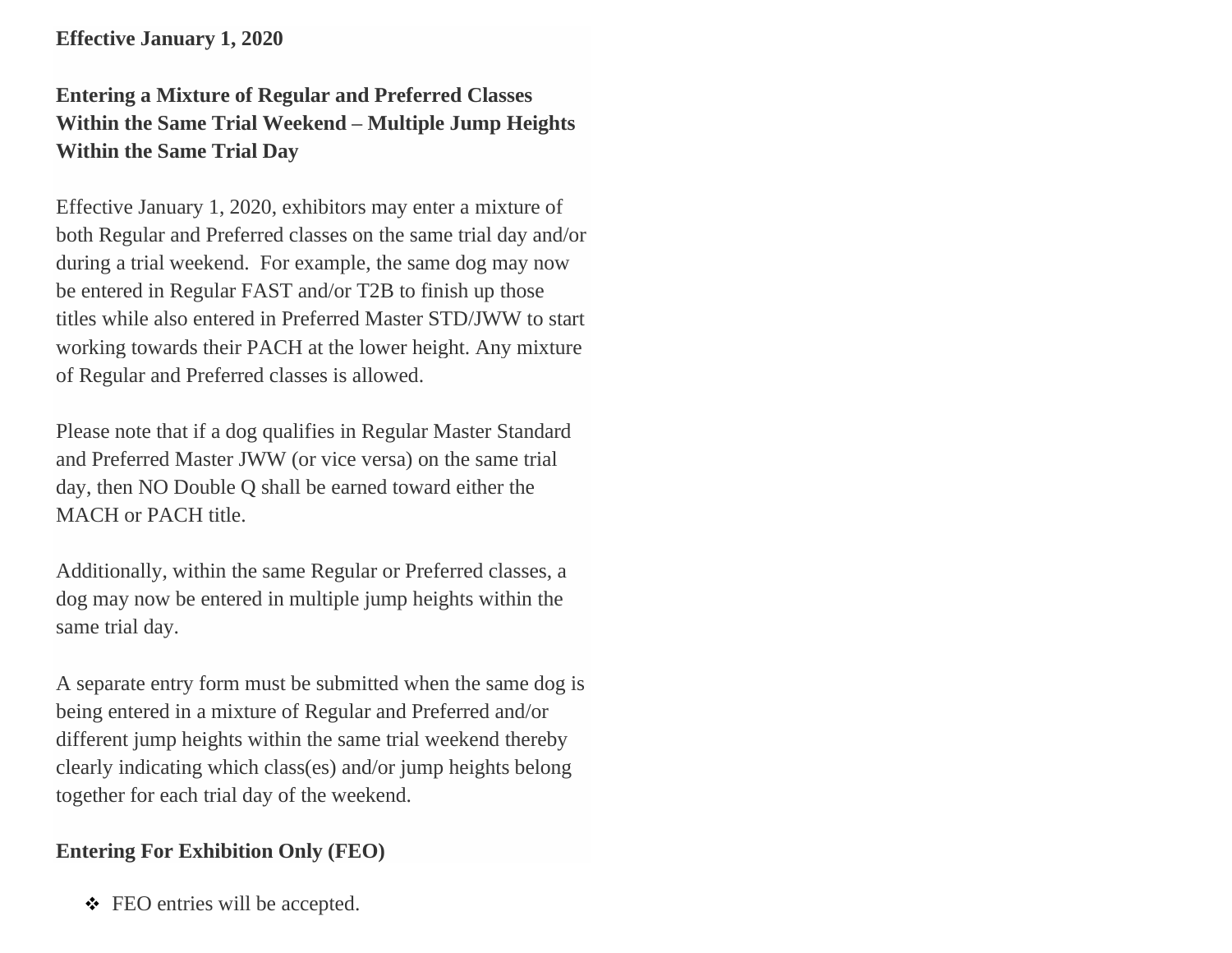**Effective January 1, 2020**

**Entering a Mixture of Regular and Preferred Classes Within the Same Trial Weekend – Multiple Jump Heights Within the Same Trial Day**

Effective January 1, 2020, exhibitors may enter a mixture of both Regular and Preferred classes on the same trial day and/or during a trial weekend. For example, the same dog may now be entered in Regular FAST and/or T2B to finish up those titles while also entered in Preferred Master STD/JWW to start working towards their PACH at the lower height. Any mixture of Regular and Preferred classes is allowed.

Please note that if a dog qualifies in Regular Master Standard and Preferred Master JWW (or vice versa) on the same trial day, then NO Double Q shall be earned toward either the MACH or PACH title.

Additionally, within the same Regular or Preferred classes, a dog may now be entered in multiple jump heights within the same trial day.

A separate entry form must be submitted when the same dog is being entered in a mixture of Regular and Preferred and/or different jump heights within the same trial weekend thereby clearly indicating which class(es) and/or jump heights belong together for each trial day of the weekend.

**Entering For Exhibition Only (FEO)**

- FEO entries will be accepted.